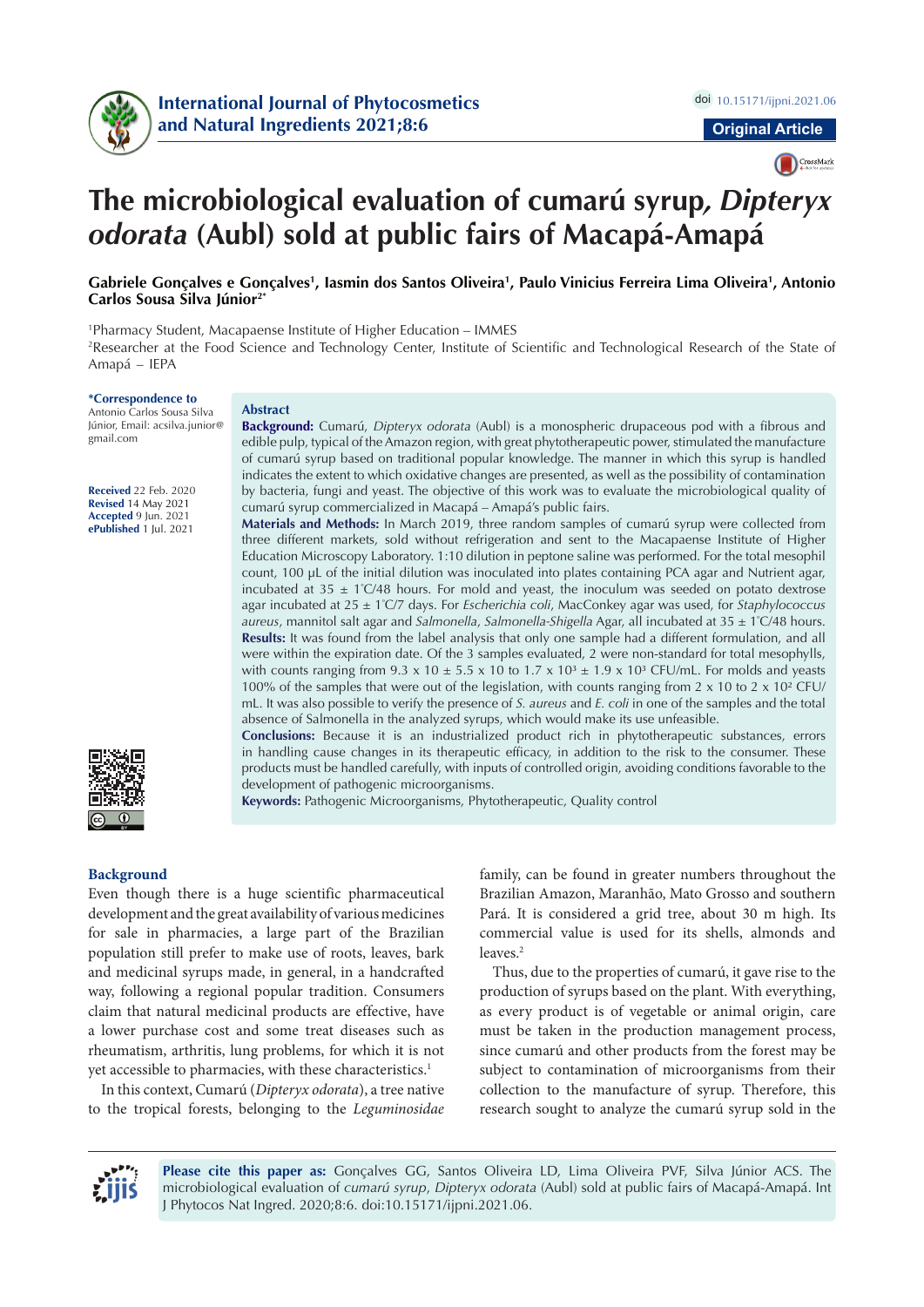Original Article

# The microbiological evaluation of cumarú syrup, *Dipteryx odorata* (Aubl) sold at public fairs of Macapá-Amapá

**Gabriele Gonçalves e Gonçalves[1], Iasmin dos Santos Oliveira[1], Paulo Vinicius Ferreira Lima Oliveira[1], Antonio Carlos Sousa Silva Júnior[2*]**

[1]Pharmacy Student, Macapaense Institute of Higher Education – IMMES
[2]Researcher at the Food Science and Technology Center, Institute of Scientific and Technological Research of the State of Amapá – IEPA

**\*Correspondence to**
Antonio Carlos Sousa Silva Júnior, Email: acsilva.junior@gmail.com

**Received** 22 Feb. 2020
**Revised** 14 May 2021
**Accepted** 9 Jun. 2021
**ePublished** 1 Jul. 2021

## Abstract

**Background:** Cumarú, *Dipteryx odorata* (Aubl) is a monospheric drupaceous pod with a fibrous and edible pulp, typical of the Amazon region, with great phytotherapeutic power, stimulated the manufacture of cumarú syrup based on traditional popular knowledge. The manner in which this syrup is handled indicates the extent to which oxidative changes are presented, as well as the possibility of contamination by bacteria, fungi and yeast. The objective of this work was to evaluate the microbiological quality of cumarú syrup commercialized in Macapá – Amapá's public fairs.

**Materials and Methods:** In March 2019, three random samples of cumarú syrup were collected from three different markets, sold without refrigeration and sent to the Macapaense Institute of Higher Education Microscopy Laboratory. 1:10 dilution in peptone saline was performed. For the total mesophil count, 100 µL of the initial dilution was inoculated into plates containing PCA agar and Nutrient agar, incubated at 35 ± 1°C/48 hours. For mold and yeast, the inoculum was seeded on potato dextrose agar incubated at 25 ± 1°C/7 days. For *Escherichia coli*, MacConkey agar was used, for *Staphylococcus aureus*, mannitol salt agar and *Salmonella*, *Salmonella-Shigella* Agar, all incubated at 35 ± 1°C/48 hours.

**Results:** It was found from the label analysis that only one sample had a different formulation, and all were within the expiration date. Of the 3 samples evaluated, 2 were non-standard for total mesophylls, with counts ranging from 9.3 x 10 ± 5.5 x 10 to 1.7 x 10³ ± 1.9 x 10³ CFU/mL. For molds and yeasts 100% of the samples that were out of the legislation, with counts ranging from 2 x 10 to 2 x 10² CFU/mL. It was also possible to verify the presence of *S. aureus* and *E. coli* in one of the samples and the total absence of Salmonella in the analyzed syrups, which would make its use unfeasible.

**Conclusions:** Because it is an industrialized product rich in phytotherapeutic substances, errors in handling cause changes in its therapeutic efficacy, in addition to the risk to the consumer. These products must be handled carefully, with inputs of controlled origin, avoiding conditions favorable to the development of pathogenic microorganisms.

**Keywords:** Pathogenic Microorganisms, Phytotherapeutic, Quality control

## Background

Even though there is a huge scientific pharmaceutical development and the great availability of various medicines for sale in pharmacies, a large part of the Brazilian population still prefer to make use of roots, leaves, bark and medicinal syrups made, in general, in a handcrafted way, following a regional popular tradition. Consumers claim that natural medicinal products are effective, have a lower purchase cost and some treat diseases such as rheumatism, arthritis, lung problems, for which it is not yet accessible to pharmacies, with these characteristics.[1]

In this context, Cumarú (*Dipteryx odorata*), a tree native to the tropical forests, belonging to the *Leguminosidae* family, can be found in greater numbers throughout the Brazilian Amazon, Maranhão, Mato Grosso and southern Pará. It is considered a grid tree, about 30 m high. Its commercial value is used for its shells, almonds and leaves.[2]

Thus, due to the properties of cumarú, it gave rise to the production of syrups based on the plant. With everything, as every product is of vegetable or animal origin, care must be taken in the production management process, since cumarú and other products from the forest may be subject to contamination of microorganisms from their collection to the manufacture of syrup. Therefore, this research sought to analyze the cumarú syrup sold in the

**Please cite this paper as:** Gonçalves GG, Santos Oliveira LD, Lima Oliveira PVF, Silva Júnior ACS. The microbiological evaluation of *cumarú syrup*, *Dipteryx odorata* (Aubl) sold at public fairs of Macapá-Amapá. Int J Phytocos Nat Ingred. 2020;8:6. doi:10.15171/ijpni.2021.06.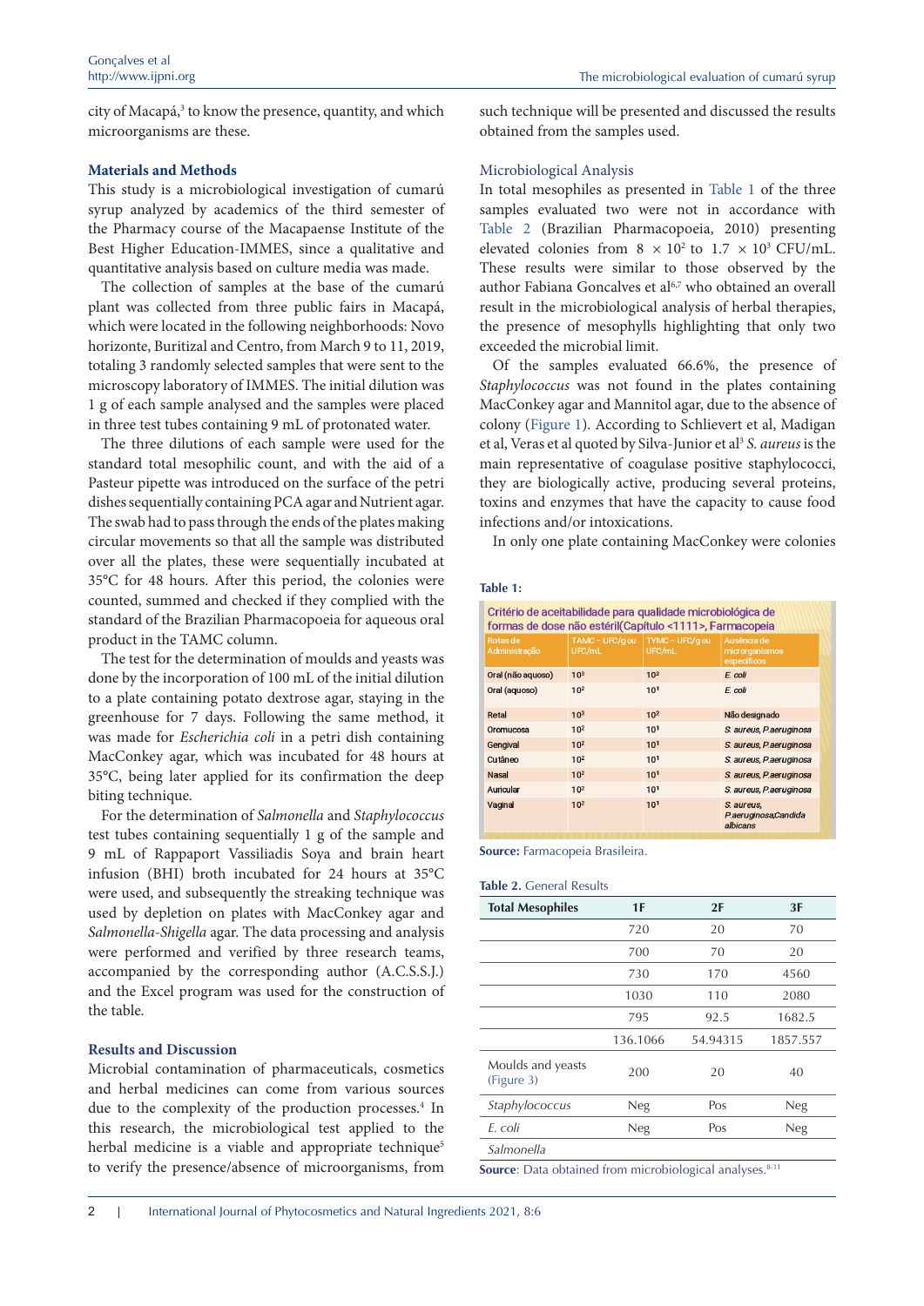city of Macapá,[3] to know the presence, quantity, and which microorganisms are these.

## Materials and Methods

This study is a microbiological investigation of cumarú syrup analyzed by academics of the third semester of the Pharmacy course of the Macapaense Institute of the Best Higher Education-IMMES, since a qualitative and quantitative analysis based on culture media was made.

The collection of samples at the base of the cumarú plant was collected from three public fairs in Macapá, which were located in the following neighborhoods: Novo horizonte, Buritizal and Centro, from March 9 to 11, 2019, totaling 3 randomly selected samples that were sent to the microscopy laboratory of IMMES. The initial dilution was 1 g of each sample analysed and the samples were placed in three test tubes containing 9 mL of protonated water.

The three dilutions of each sample were used for the standard total mesophilic count, and with the aid of a Pasteur pipette was introduced on the surface of the petri dishes sequentially containing PCA agar and Nutrient agar. The swab had to pass through the ends of the plates making circular movements so that all the sample was distributed over all the plates, these were sequentially incubated at 35°C for 48 hours. After this period, the colonies were counted, summed and checked if they complied with the standard of the Brazilian Pharmacopoeia for aqueous oral product in the TAMC column.

The test for the determination of moulds and yeasts was done by the incorporation of 100 mL of the initial dilution to a plate containing potato dextrose agar, staying in the greenhouse for 7 days. Following the same method, it was made for *Escherichia coli* in a petri dish containing MacConkey agar, which was incubated for 48 hours at 35°C, being later applied for its confirmation the deep biting technique.

For the determination of *Salmonella* and *Staphylococcus* test tubes containing sequentially 1 g of the sample and 9 mL of Rappaport Vassiliadis Soya and brain heart infusion (BHI) broth incubated for 24 hours at 35°C were used, and subsequently the streaking technique was used by depletion on plates with MacConkey agar and *Salmonella-Shigella* agar. The data processing and analysis were performed and verified by three research teams, accompanied by the corresponding author (A.C.S.S.J.) and the Excel program was used for the construction of the table.

## Results and Discussion

Microbial contamination of pharmaceuticals, cosmetics and herbal medicines can come from various sources due to the complexity of the production processes.[4] In this research, the microbiological test applied to the herbal medicine is a viable and appropriate technique[5] to verify the presence/absence of microorganisms, from such technique will be presented and discussed the results obtained from the samples used.

### Microbiological Analysis

In total mesophiles as presented in Table 1 of the three samples evaluated two were not in accordance with Table 2 (Brazilian Pharmacopoeia, 2010) presenting elevated colonies from $8 \times 10^2$ to $1.7 \times 10^3$ CFU/mL. These results were similar to those observed by the author Fabiana Goncalves et al[6,7] who obtained an overall result in the microbiological analysis of herbal therapies, the presence of mesophylls highlighting that only two exceeded the microbial limit.

Of the samples evaluated 66.6%, the presence of *Staphylococcus* was not found in the plates containing MacConkey agar and Mannitol agar, due to the absence of colony (Figure 1). According to Schlievert et al, Madigan et al, Veras et al quoted by Silva-Junior et al[3] *S. aureus* is the main representative of coagulase positive staphylococci, they are biologically active, producing several proteins, toxins and enzymes that have the capacity to cause food infections and/or intoxications.

In only one plate containing MacConkey were colonies

**Table 1:**

Critério de aceitabilidade para qualidade microbiológica de formas de dose não estéril(Capítulo <1111>, Farmacopeia

| Rotas de Administração | TAMC – UFC/g ou UFC/mL | TYMC – UFC/g ou UFC/mL | Ausência de microrganismos específicos |
|---|---|---|---|
| Oral (não aquoso) | $10^3$ | $10^2$ | *E. coli* |
| Oral (aquoso) | $10^2$ | $10^1$ | *E. coli* |
| Retal | $10^3$ | $10^2$ | Não designado |
| Oromucosa | $10^2$ | $10^1$ | *S. aureus, P.aeruginosa* |
| Gengival | $10^2$ | $10^1$ | *S. aureus, P.aeruginosa* |
| Cutâneo | $10^2$ | $10^1$ | *S. aureus, P.aeruginosa* |
| Nasal | $10^2$ | $10^1$ | *S. aureus, P.aeruginosa* |
| Auricular | $10^2$ | $10^1$ | *S. aureus, P.aeruginosa* |
| Vaginal | $10^2$ | $10^1$ | *S. aureus, P.aeruginosa,Candida albicans* |

**Source:** Farmacopeia Brasileira.

**Table 2.** General Results

| Total Mesophiles | 1F | 2F | 3F |
|---|---|---|---|
| | 720 | 20 | 70 |
| | 700 | 70 | 20 |
| | 730 | 170 | 4560 |
| | 1030 | 110 | 2080 |
| | 795 | 92.5 | 1682.5 |
| | 136.1066 | 54.94315 | 1857.557 |
| Moulds and yeasts (Figure 3) | 200 | 20 | 40 |
| *Staphylococcus* | Neg | Pos | Neg |
| *E. coli* | Neg | Pos | Neg |
| *Salmonella* | | | |

**Source**: Data obtained from microbiological analyses.[8-11]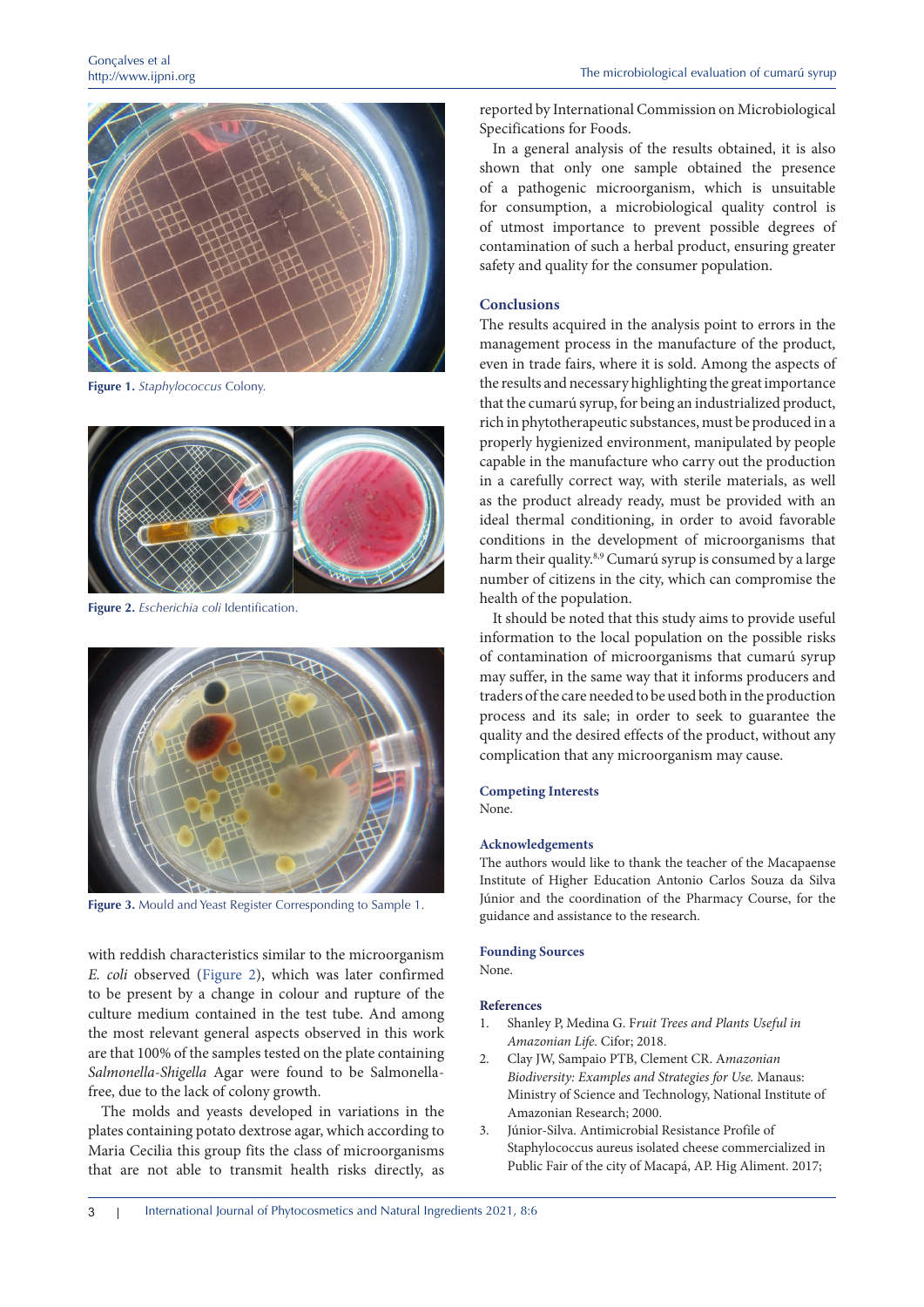Figure 1. *Staphylococcus* Colony.

Figure 2. *Escherichia coli* Identification.

Figure 3. Mould and Yeast Register Corresponding to Sample 1.

with reddish characteristics similar to the microorganism *E. coli* observed (Figure 2), which was later confirmed to be present by a change in colour and rupture of the culture medium contained in the test tube. And among the most relevant general aspects observed in this work are that 100% of the samples tested on the plate containing *Salmonella-Shigella* Agar were found to be Salmonella-free, due to the lack of colony growth.

The molds and yeasts developed in variations in the plates containing potato dextrose agar, which according to Maria Cecilia this group fits the class of microorganisms that are not able to transmit health risks directly, as reported by International Commission on Microbiological Specifications for Foods.

In a general analysis of the results obtained, it is also shown that only one sample obtained the presence of a pathogenic microorganism, which is unsuitable for consumption, a microbiological quality control is of utmost importance to prevent possible degrees of contamination of such a herbal product, ensuring greater safety and quality for the consumer population.

## Conclusions

The results acquired in the analysis point to errors in the management process in the manufacture of the product, even in trade fairs, where it is sold. Among the aspects of the results and necessary highlighting the great importance that the cumarú syrup, for being an industrialized product, rich in phytotherapeutic substances, must be produced in a properly hygienized environment, manipulated by people capable in the manufacture who carry out the production in a carefully correct way, with sterile materials, as well as the product already ready, must be provided with an ideal thermal conditioning, in order to avoid favorable conditions in the development of microorganisms that harm their quality.[8,9] Cumarú syrup is consumed by a large number of citizens in the city, which can compromise the health of the population.

It should be noted that this study aims to provide useful information to the local population on the possible risks of contamination of microorganisms that cumarú syrup may suffer, in the same way that it informs producers and traders of the care needed to be used both in the production process and its sale; in order to seek to guarantee the quality and the desired effects of the product, without any complication that any microorganism may cause.

### Competing Interests

None.

### Acknowledgements

The authors would like to thank the teacher of the Macapaense Institute of Higher Education Antonio Carlos Souza da Silva Júnior and the coordination of the Pharmacy Course, for the guidance and assistance to the research.

### Founding Sources

None.

### References

1. Shanley P, Medina G. F*ruit Trees and Plants Useful in Amazonian Life*. Cifor; 2018.
2. Clay JW, Sampaio PTB, Clement CR. A*mazonian Biodiversity: Examples and Strategies for Use.* Manaus: Ministry of Science and Technology, National Institute of Amazonian Research; 2000.
3. Júnior-Silva. Antimicrobial Resistance Profile of Staphylococcus aureus isolated cheese commercialized in Public Fair of the city of Macapá, AP. Hig Aliment. 2017;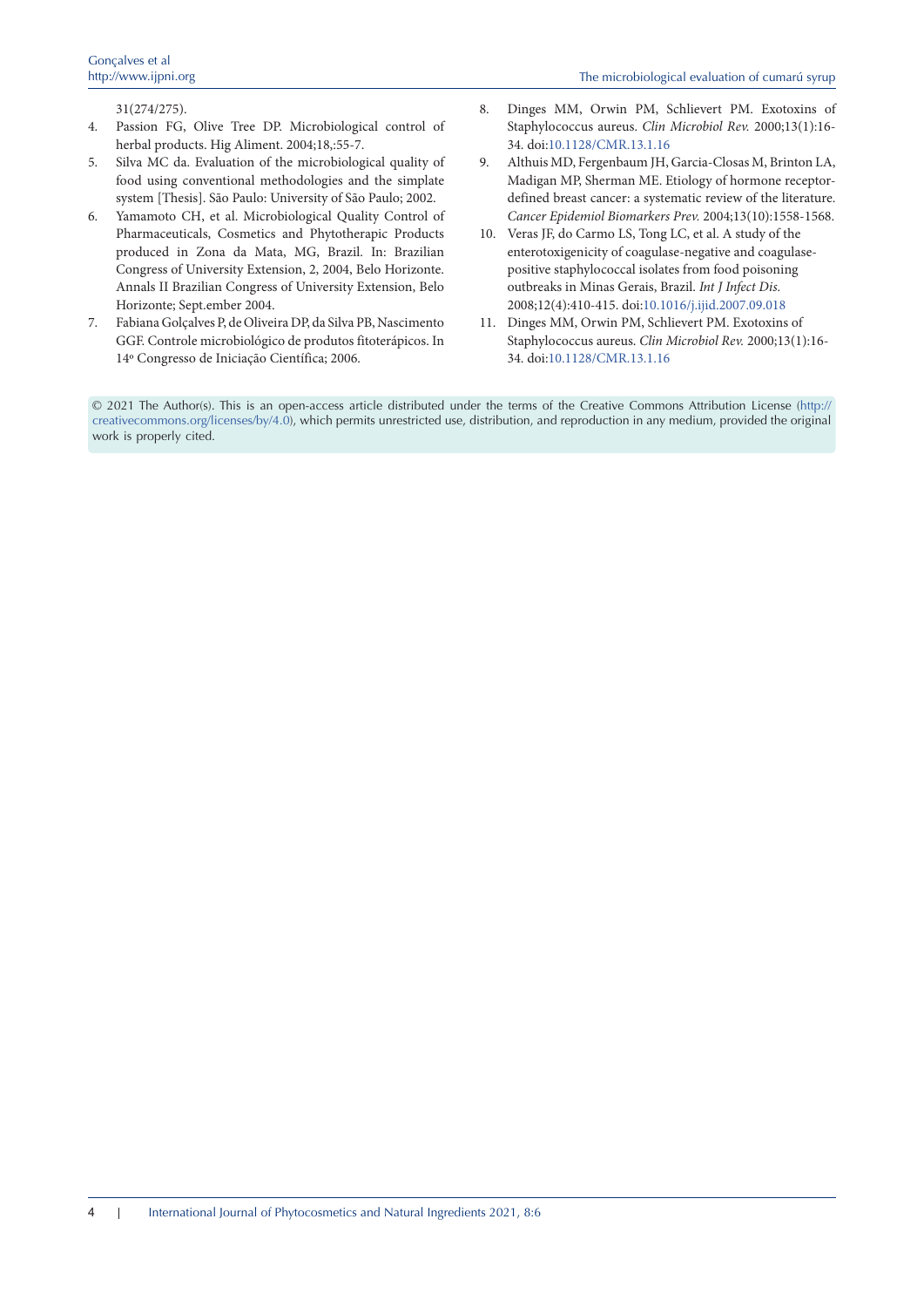31(274/275).

4. Passion FG, Olive Tree DP. Microbiological control of herbal products. Hig Aliment. 2004;18,:55-7.
5. Silva MC da. Evaluation of the microbiological quality of food using conventional methodologies and the simplate system [Thesis]. São Paulo: University of São Paulo; 2002.
6. Yamamoto CH, et al. Microbiological Quality Control of Pharmaceuticals, Cosmetics and Phytotherapic Products produced in Zona da Mata, MG, Brazil. In: Brazilian Congress of University Extension, 2, 2004, Belo Horizonte. Annals II Brazilian Congress of University Extension, Belo Horizonte; Sept.ember 2004.
7. Fabiana Golçalves P, de Oliveira DP, da Silva PB, Nascimento GGF. Controle microbiológico de produtos fitoterápicos. In 14º Congresso de Iniciação Científica; 2006.
8. Dinges MM, Orwin PM, Schlievert PM. Exotoxins of Staphylococcus aureus. *Clin Microbiol Rev.* 2000;13(1):16-34. doi:10.1128/CMR.13.1.16
9. Althuis MD, Fergenbaum JH, Garcia-Closas M, Brinton LA, Madigan MP, Sherman ME. Etiology of hormone receptor-defined breast cancer: a systematic review of the literature. *Cancer Epidemiol Biomarkers Prev.* 2004;13(10):1558-1568.
10. Veras JF, do Carmo LS, Tong LC, et al. A study of the enterotoxigenicity of coagulase-negative and coagulase-positive staphylococcal isolates from food poisoning outbreaks in Minas Gerais, Brazil. *Int J Infect Dis.* 2008;12(4):410-415. doi:10.1016/j.ijid.2007.09.018
11. Dinges MM, Orwin PM, Schlievert PM. Exotoxins of Staphylococcus aureus. *Clin Microbiol Rev.* 2000;13(1):16-34. doi:10.1128/CMR.13.1.16

© 2021 The Author(s). This is an open-access article distributed under the terms of the Creative Commons Attribution License (http://creativecommons.org/licenses/by/4.0), which permits unrestricted use, distribution, and reproduction in any medium, provided the original work is properly cited.